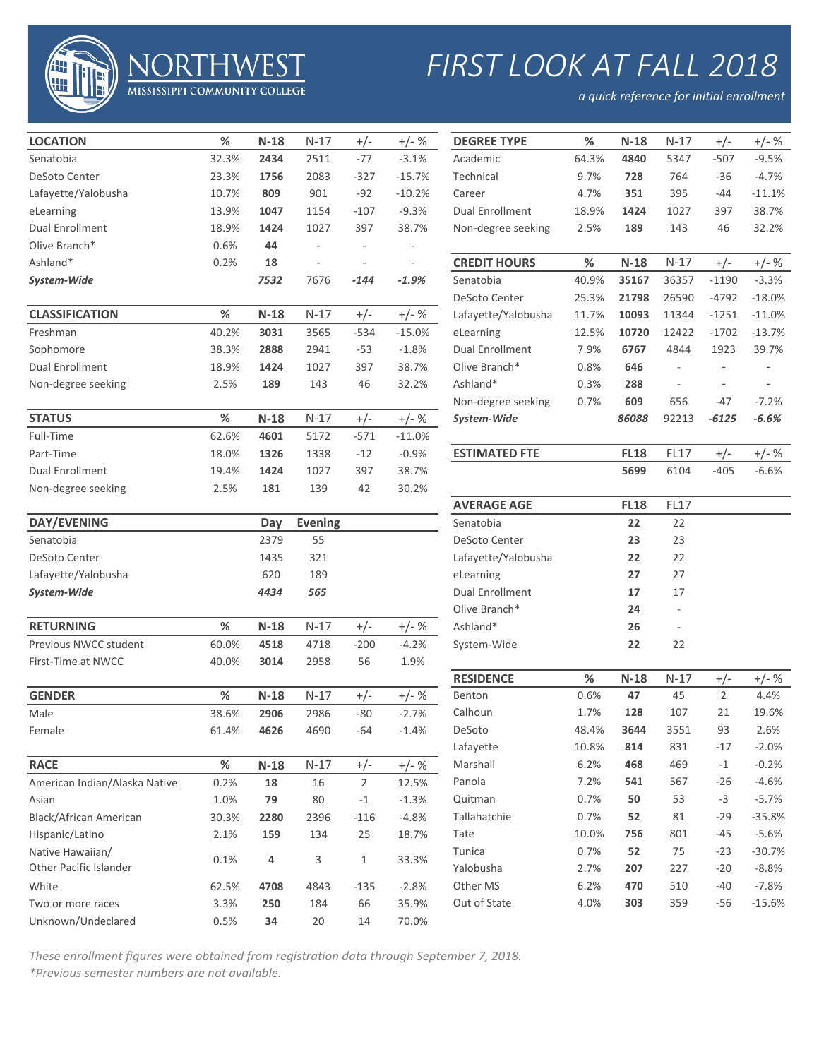# NORTHWEST MISSISSIPPI COMMUNITY COLLEGE

# FIRST LOOK AT FALL 2018

*a quick reference for initial enrollment*

| LOCATION | % | N-18 | N-17 | +/- | +/- % |
|---|---|---|---|---|---|
| Senatobia | 32.3% | **2434** | 2511 | -77 | -3.1% |
| DeSoto Center | 23.3% | **1756** | 2083 | -327 | -15.7% |
| Lafayette/Yalobusha | 10.7% | **809** | 901 | -92 | -10.2% |
| eLearning | 13.9% | **1047** | 1154 | -107 | -9.3% |
| Dual Enrollment | 18.9% | **1424** | 1027 | 397 | 38.7% |
| Olive Branch* | 0.6% | **44** | - | - | - |
| Ashland* | 0.2% | **18** | - | - | - |
| ***System-Wide*** | | ***7532*** | 7676 | ***-144*** | ***-1.9%*** |

| CLASSIFICATION | % | N-18 | N-17 | +/- | +/- % |
|---|---|---|---|---|---|
| Freshman | 40.2% | **3031** | 3565 | -534 | -15.0% |
| Sophomore | 38.3% | **2888** | 2941 | -53 | -1.8% |
| Dual Enrollment | 18.9% | **1424** | 1027 | 397 | 38.7% |
| Non-degree seeking | 2.5% | **189** | 143 | 46 | 32.2% |

| STATUS | % | N-18 | N-17 | +/- | +/- % |
|---|---|---|---|---|---|
| Full-Time | 62.6% | **4601** | 5172 | -571 | -11.0% |
| Part-Time | 18.0% | **1326** | 1338 | -12 | -0.9% |
| Dual Enrollment | 19.4% | **1424** | 1027 | 397 | 38.7% |
| Non-degree seeking | 2.5% | **181** | 139 | 42 | 30.2% |

| DAY/EVENING | Day | Evening |
|---|---|---|
| Senatobia | 2379 | 55 |
| DeSoto Center | 1435 | 321 |
| Lafayette/Yalobusha | 620 | 189 |
| ***System-Wide*** | ***4434*** | ***565*** |

| RETURNING | % | N-18 | N-17 | +/- | +/- % |
|---|---|---|---|---|---|
| Previous NWCC student | 60.0% | **4518** | 4718 | -200 | -4.2% |
| First-Time at NWCC | 40.0% | **3014** | 2958 | 56 | 1.9% |

| GENDER | % | N-18 | N-17 | +/- | +/- % |
|---|---|---|---|---|---|
| Male | 38.6% | **2906** | 2986 | -80 | -2.7% |
| Female | 61.4% | **4626** | 4690 | -64 | -1.4% |

| RACE | % | N-18 | N-17 | +/- | +/- % |
|---|---|---|---|---|---|
| American Indian/Alaska Native | 0.2% | **18** | 16 | 2 | 12.5% |
| Asian | 1.0% | **79** | 80 | -1 | -1.3% |
| Black/African American | 30.3% | **2280** | 2396 | -116 | -4.8% |
| Hispanic/Latino | 2.1% | **159** | 134 | 25 | 18.7% |
| Native Hawaiian/ Other Pacific Islander | 0.1% | **4** | 3 | 1 | 33.3% |
| White | 62.5% | **4708** | 4843 | -135 | -2.8% |
| Two or more races | 3.3% | **250** | 184 | 66 | 35.9% |
| Unknown/Undeclared | 0.5% | **34** | 20 | 14 | 70.0% |

| DEGREE TYPE | % | N-18 | N-17 | +/- | +/- % |
|---|---|---|---|---|---|
| Academic | 64.3% | **4840** | 5347 | -507 | -9.5% |
| Technical | 9.7% | **728** | 764 | -36 | -4.7% |
| Career | 4.7% | **351** | 395 | -44 | -11.1% |
| Dual Enrollment | 18.9% | **1424** | 1027 | 397 | 38.7% |
| Non-degree seeking | 2.5% | **189** | 143 | 46 | 32.2% |

| CREDIT HOURS | % | N-18 | N-17 | +/- | +/- % |
|---|---|---|---|---|---|
| Senatobia | 40.9% | **35167** | 36357 | -1190 | -3.3% |
| DeSoto Center | 25.3% | **21798** | 26590 | -4792 | -18.0% |
| Lafayette/Yalobusha | 11.7% | **10093** | 11344 | -1251 | -11.0% |
| eLearning | 12.5% | **10720** | 12422 | -1702 | -13.7% |
| Dual Enrollment | 7.9% | **6767** | 4844 | 1923 | 39.7% |
| Olive Branch* | 0.8% | **646** | - | - | - |
| Ashland* | 0.3% | **288** | - | - | - |
| Non-degree seeking | 0.7% | **609** | 656 | -47 | -7.2% |
| ***System-Wide*** | | ***86088*** | 92213 | ***-6125*** | ***-6.6%*** |

| ESTIMATED FTE | FL18 | FL17 | +/- | +/- % |
|---|---|---|---|---|
| | **5699** | 6104 | -405 | -6.6% |

| AVERAGE AGE | FL18 | FL17 |
|---|---|---|
| Senatobia | **22** | 22 |
| DeSoto Center | **23** | 23 |
| Lafayette/Yalobusha | **22** | 22 |
| eLearning | **27** | 27 |
| Dual Enrollment | **17** | 17 |
| Olive Branch* | **24** | - |
| Ashland* | **26** | - |
| System-Wide | **22** | 22 |

| RESIDENCE | % | N-18 | N-17 | +/- | +/- % |
|---|---|---|---|---|---|
| Benton | 0.6% | **47** | 45 | 2 | 4.4% |
| Calhoun | 1.7% | **128** | 107 | 21 | 19.6% |
| DeSoto | 48.4% | **3644** | 3551 | 93 | 2.6% |
| Lafayette | 10.8% | **814** | 831 | -17 | -2.0% |
| Marshall | 6.2% | **468** | 469 | -1 | -0.2% |
| Panola | 7.2% | **541** | 567 | -26 | -4.6% |
| Quitman | 0.7% | **50** | 53 | -3 | -5.7% |
| Tallahatchie | 0.7% | **52** | 81 | -29 | -35.8% |
| Tate | 10.0% | **756** | 801 | -45 | -5.6% |
| Tunica | 0.7% | **52** | 75 | -23 | -30.7% |
| Yalobusha | 2.7% | **207** | 227 | -20 | -8.8% |
| Other MS | 6.2% | **470** | 510 | -40 | -7.8% |
| Out of State | 4.0% | **303** | 359 | -56 | -15.6% |

*These enrollment figures were obtained from registration data through September 7, 2018.*
*\*Previous semester numbers are not available.*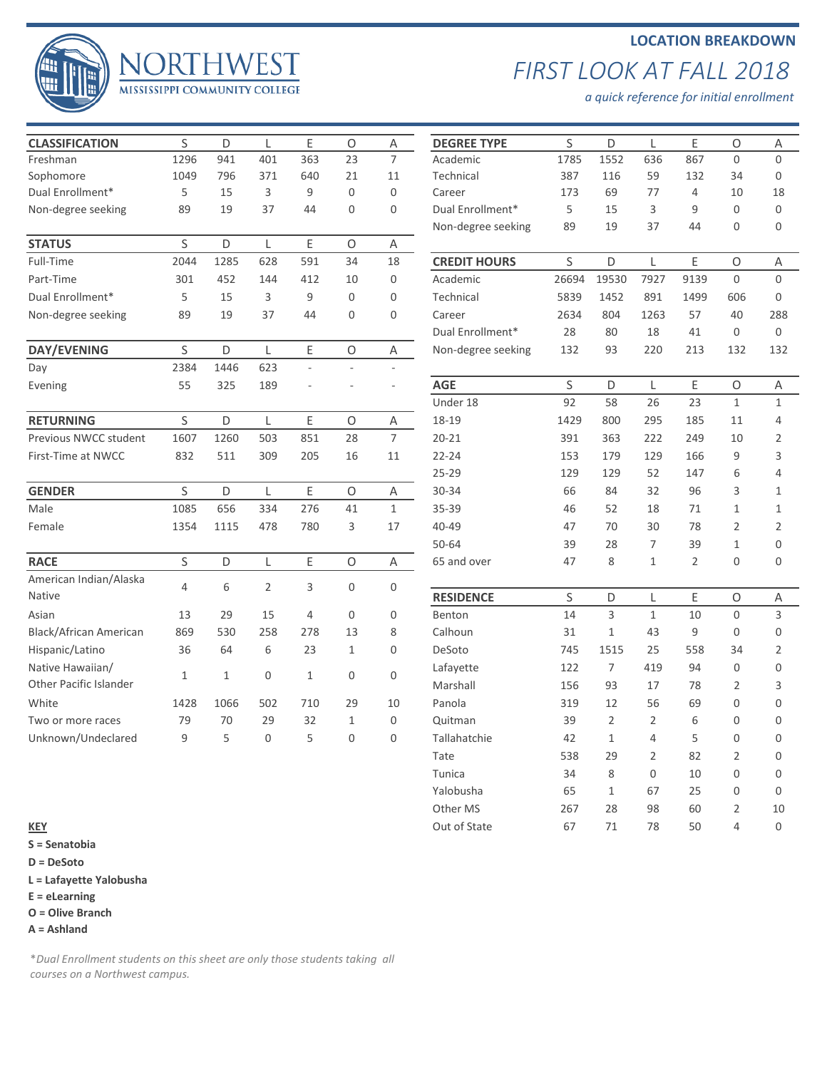# NORTHWEST
MISSISSIPPI COMMUNITY COLLEGE

## LOCATION BREAKDOWN

## *FIRST LOOK AT FALL 2018*

*a quick reference for initial enrollment*

| CLASSIFICATION | S | D | L | E | O | A |
|---|---|---|---|---|---|---|
| Freshman | 1296 | 941 | 401 | 363 | 23 | 7 |
| Sophomore | 1049 | 796 | 371 | 640 | 21 | 11 |
| Dual Enrollment* | 5 | 15 | 3 | 9 | 0 | 0 |
| Non-degree seeking | 89 | 19 | 37 | 44 | 0 | 0 |

| STATUS | S | D | L | E | O | A |
|---|---|---|---|---|---|---|
| Full-Time | 2044 | 1285 | 628 | 591 | 34 | 18 |
| Part-Time | 301 | 452 | 144 | 412 | 10 | 0 |
| Dual Enrollment* | 5 | 15 | 3 | 9 | 0 | 0 |
| Non-degree seeking | 89 | 19 | 37 | 44 | 0 | 0 |

| DAY/EVENING | S | D | L | E | O | A |
|---|---|---|---|---|---|---|
| Day | 2384 | 1446 | 623 | - | - | - |
| Evening | 55 | 325 | 189 | - | - | - |

| RETURNING | S | D | L | E | O | A |
|---|---|---|---|---|---|---|
| Previous NWCC student | 1607 | 1260 | 503 | 851 | 28 | 7 |
| First-Time at NWCC | 832 | 511 | 309 | 205 | 16 | 11 |

| GENDER | S | D | L | E | O | A |
|---|---|---|---|---|---|---|
| Male | 1085 | 656 | 334 | 276 | 41 | 1 |
| Female | 1354 | 1115 | 478 | 780 | 3 | 17 |

| RACE | S | D | L | E | O | A |
|---|---|---|---|---|---|---|
| American Indian/Alaska Native | 4 | 6 | 2 | 3 | 0 | 0 |
| Asian | 13 | 29 | 15 | 4 | 0 | 0 |
| Black/African American | 869 | 530 | 258 | 278 | 13 | 8 |
| Hispanic/Latino | 36 | 64 | 6 | 23 | 1 | 0 |
| Native Hawaiian/ Other Pacific Islander | 1 | 1 | 0 | 1 | 0 | 0 |
| White | 1428 | 1066 | 502 | 710 | 29 | 10 |
| Two or more races | 79 | 70 | 29 | 32 | 1 | 0 |
| Unknown/Undeclared | 9 | 5 | 0 | 5 | 0 | 0 |

| DEGREE TYPE | S | D | L | E | O | A |
|---|---|---|---|---|---|---|
| Academic | 1785 | 1552 | 636 | 867 | 0 | 0 |
| Technical | 387 | 116 | 59 | 132 | 34 | 0 |
| Career | 173 | 69 | 77 | 4 | 10 | 18 |
| Dual Enrollment* | 5 | 15 | 3 | 9 | 0 | 0 |
| Non-degree seeking | 89 | 19 | 37 | 44 | 0 | 0 |

| CREDIT HOURS | S | D | L | E | O | A |
|---|---|---|---|---|---|---|
| Academic | 26694 | 19530 | 7927 | 9139 | 0 | 0 |
| Technical | 5839 | 1452 | 891 | 1499 | 606 | 0 |
| Career | 2634 | 804 | 1263 | 57 | 40 | 288 |
| Dual Enrollment* | 28 | 80 | 18 | 41 | 0 | 0 |
| Non-degree seeking | 132 | 93 | 220 | 213 | 132 | 132 |

| AGE | S | D | L | E | O | A |
|---|---|---|---|---|---|---|
| Under 18 | 92 | 58 | 26 | 23 | 1 | 1 |
| 18-19 | 1429 | 800 | 295 | 185 | 11 | 4 |
| 20-21 | 391 | 363 | 222 | 249 | 10 | 2 |
| 22-24 | 153 | 179 | 129 | 166 | 9 | 3 |
| 25-29 | 129 | 129 | 52 | 147 | 6 | 4 |
| 30-34 | 66 | 84 | 32 | 96 | 3 | 1 |
| 35-39 | 46 | 52 | 18 | 71 | 1 | 1 |
| 40-49 | 47 | 70 | 30 | 78 | 2 | 2 |
| 50-64 | 39 | 28 | 7 | 39 | 1 | 0 |
| 65 and over | 47 | 8 | 1 | 2 | 0 | 0 |

| RESIDENCE | S | D | L | E | O | A |
|---|---|---|---|---|---|---|
| Benton | 14 | 3 | 1 | 10 | 0 | 3 |
| Calhoun | 31 | 1 | 43 | 9 | 0 | 0 |
| DeSoto | 745 | 1515 | 25 | 558 | 34 | 2 |
| Lafayette | 122 | 7 | 419 | 94 | 0 | 0 |
| Marshall | 156 | 93 | 17 | 78 | 2 | 3 |
| Panola | 319 | 12 | 56 | 69 | 0 | 0 |
| Quitman | 39 | 2 | 2 | 6 | 0 | 0 |
| Tallahatchie | 42 | 1 | 4 | 5 | 0 | 0 |
| Tate | 538 | 29 | 2 | 82 | 2 | 0 |
| Tunica | 34 | 8 | 0 | 10 | 0 | 0 |
| Yalobusha | 65 | 1 | 67 | 25 | 0 | 0 |
| Other MS | 267 | 28 | 98 | 60 | 2 | 10 |
| Out of State | 67 | 71 | 78 | 50 | 4 | 0 |

**KEY**

**S = Senatobia**
**D = DeSoto**
**L = Lafayette Yalobusha**
**E = eLearning**
**O = Olive Branch**
**A = Ashland**

*\*Dual Enrollment students on this sheet are only those students taking all courses on a Northwest campus.*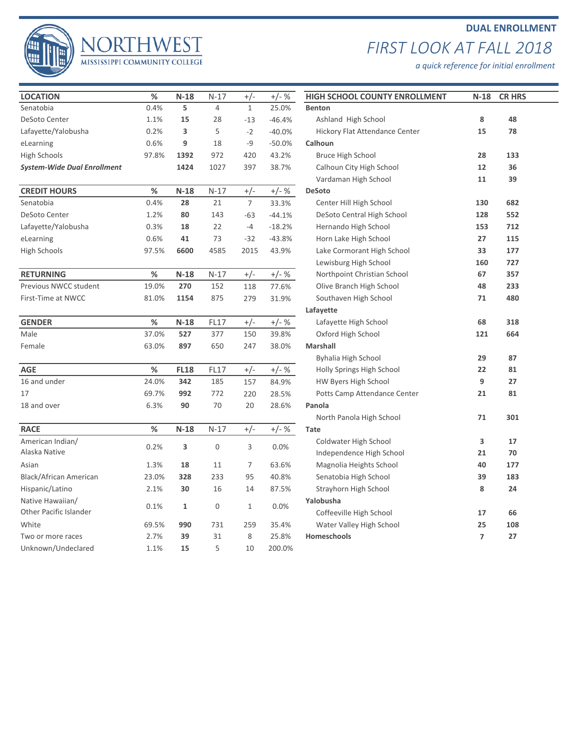NORTHWEST MISSISSIPPI COMMUNITY COLLEGE

## DUAL ENROLLMENT

# *FIRST LOOK AT FALL 2018*

*a quick reference for initial enrollment*

| LOCATION | % | N-18 | N-17 | +/- | +/- % |
|---|---|---|---|---|---|
| Senatobia | 0.4% | **5** | 4 | 1 | 25.0% |
| DeSoto Center | 1.1% | **15** | 28 | -13 | -46.4% |
| Lafayette/Yalobusha | 0.2% | **3** | 5 | -2 | -40.0% |
| eLearning | 0.6% | **9** | 18 | -9 | -50.0% |
| High Schools | 97.8% | **1392** | 972 | 420 | 43.2% |
| ***System-Wide Dual Enrollment*** | | **1424** | 1027 | 397 | 38.7% |

| CREDIT HOURS | % | N-18 | N-17 | +/- | +/- % |
|---|---|---|---|---|---|
| Senatobia | 0.4% | **28** | 21 | 7 | 33.3% |
| DeSoto Center | 1.2% | **80** | 143 | -63 | -44.1% |
| Lafayette/Yalobusha | 0.3% | **18** | 22 | -4 | -18.2% |
| eLearning | 0.6% | **41** | 73 | -32 | -43.8% |
| High Schools | 97.5% | **6600** | 4585 | 2015 | 43.9% |

| RETURNING | % | N-18 | N-17 | +/- | +/- % |
|---|---|---|---|---|---|
| Previous NWCC student | 19.0% | **270** | 152 | 118 | 77.6% |
| First-Time at NWCC | 81.0% | **1154** | 875 | 279 | 31.9% |

| GENDER | % | N-18 | FL17 | +/- | +/- % |
|---|---|---|---|---|---|
| Male | 37.0% | **527** | 377 | 150 | 39.8% |
| Female | 63.0% | **897** | 650 | 247 | 38.0% |

| AGE | % | FL18 | FL17 | +/- | +/- % |
|---|---|---|---|---|---|
| 16 and under | 24.0% | **342** | 185 | 157 | 84.9% |
| 17 | 69.7% | **992** | 772 | 220 | 28.5% |
| 18 and over | 6.3% | **90** | 70 | 20 | 28.6% |

| RACE | % | N-18 | N-17 | +/- | +/- % |
|---|---|---|---|---|---|
| American Indian/ Alaska Native | 0.2% | **3** | 0 | 3 | 0.0% |
| Asian | 1.3% | **18** | 11 | 7 | 63.6% |
| Black/African American | 23.0% | **328** | 233 | 95 | 40.8% |
| Hispanic/Latino | 2.1% | **30** | 16 | 14 | 87.5% |
| Native Hawaiian/ Other Pacific Islander | 0.1% | **1** | 0 | 1 | 0.0% |
| White | 69.5% | **990** | 731 | 259 | 35.4% |
| Two or more races | 2.7% | **39** | 31 | 8 | 25.8% |
| Unknown/Undeclared | 1.1% | **15** | 5 | 10 | 200.0% |

| HIGH SCHOOL COUNTY ENROLLMENT | N-18 | CR HRS |
|---|---|---|
| **Benton** | | |
| Ashland High School | **8** | **48** |
| Hickory Flat Attendance Center | **15** | **78** |
| **Calhoun** | | |
| Bruce High School | **28** | **133** |
| Calhoun City High School | **12** | **36** |
| Vardaman High School | **11** | **39** |
| **DeSoto** | | |
| Center Hill High School | **130** | **682** |
| DeSoto Central High School | **128** | **552** |
| Hernando High School | **153** | **712** |
| Horn Lake High School | **27** | **115** |
| Lake Cormorant High School | **33** | **177** |
| Lewisburg High School | **160** | **727** |
| Northpoint Christian School | **67** | **357** |
| Olive Branch High School | **48** | **233** |
| Southaven High School | **71** | **480** |
| **Lafayette** | | |
| Lafayette High School | **68** | **318** |
| Oxford High School | **121** | **664** |
| **Marshall** | | |
| Byhalia High School | **29** | **87** |
| Holly Springs High School | **22** | **81** |
| HW Byers High School | **9** | **27** |
| Potts Camp Attendance Center | **21** | **81** |
| **Panola** | | |
| North Panola High School | **71** | **301** |
| **Tate** | | |
| Coldwater High School | **3** | **17** |
| Independence High School | **21** | **70** |
| Magnolia Heights School | **40** | **177** |
| Senatobia High School | **39** | **183** |
| Strayhorn High School | **8** | **24** |
| **Yalobusha** | | |
| Coffeeville High School | **17** | **66** |
| Water Valley High School | **25** | **108** |
| **Homeschools** | **7** | **27** |